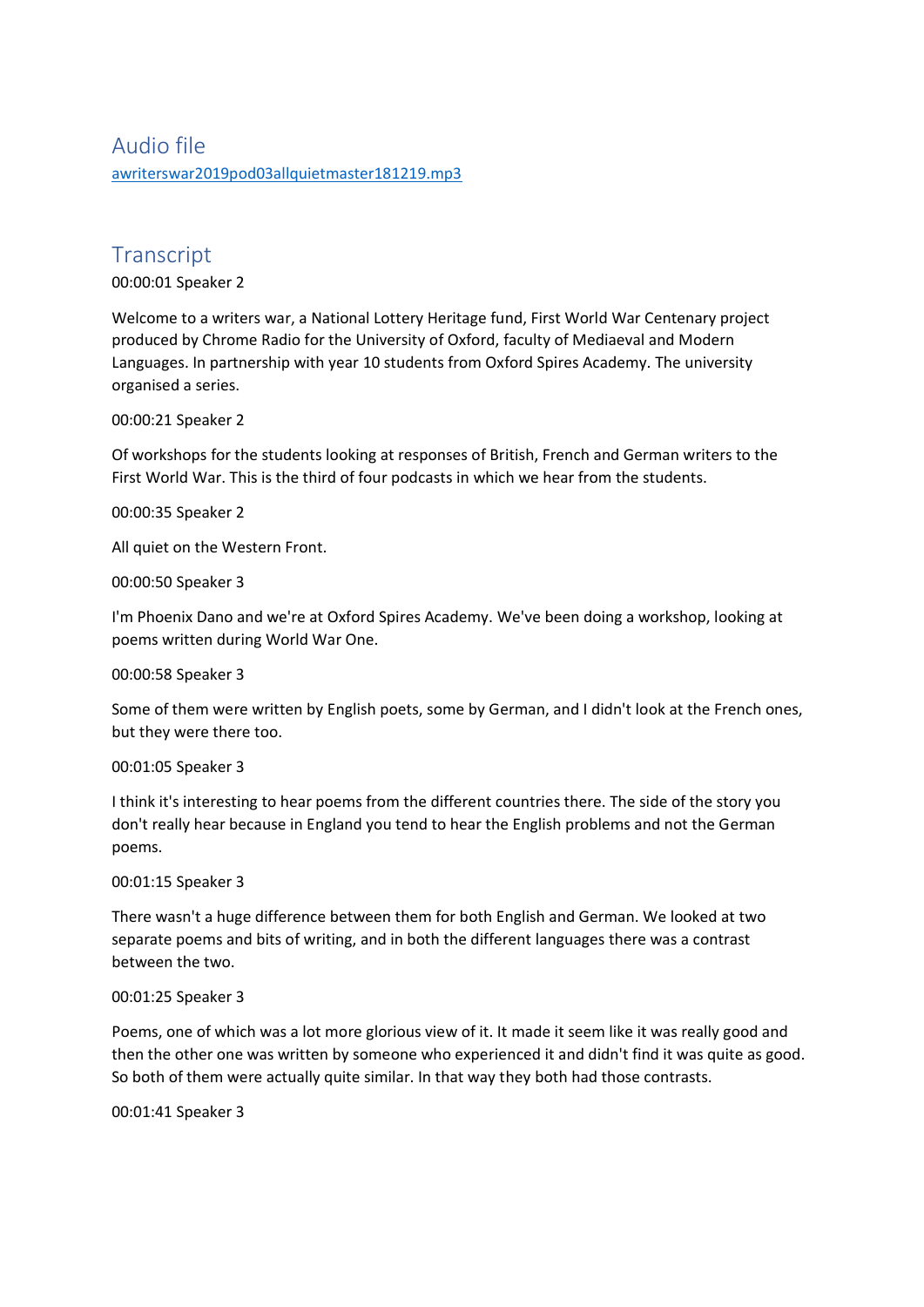## Audio file

awriterswar2019pod03allquietmaster181219.mp3

## Transcript

00:00:01 Speaker 2

Welcome to a writers war, a National Lottery Heritage fund, First World War Centenary project produced by Chrome Radio for the University of Oxford, faculty of Mediaeval and Modern Languages. In partnership with year 10 students from Oxford Spires Academy. The university organised a series.

00:00:21 Speaker 2

Of workshops for the students looking at responses of British, French and German writers to the First World War. This is the third of four podcasts in which we hear from the students.

00:00:35 Speaker 2

All quiet on the Western Front.

00:00:50 Speaker 3

I'm Phoenix Dano and we're at Oxford Spires Academy. We've been doing a workshop, looking at poems written during World War One.

00:00:58 Speaker 3

Some of them were written by English poets, some by German, and I didn't look at the French ones, but they were there too.

00:01:05 Speaker 3

I think it's interesting to hear poems from the different countries there. The side of the story you don't really hear because in England you tend to hear the English problems and not the German poems.

00:01:15 Speaker 3

There wasn't a huge difference between them for both English and German. We looked at two separate poems and bits of writing, and in both the different languages there was a contrast between the two.

00:01:25 Speaker 3

Poems, one of which was a lot more glorious view of it. It made it seem like it was really good and then the other one was written by someone who experienced it and didn't find it was quite as good. So both of them were actually quite similar. In that way they both had those contrasts.

00:01:41 Speaker 3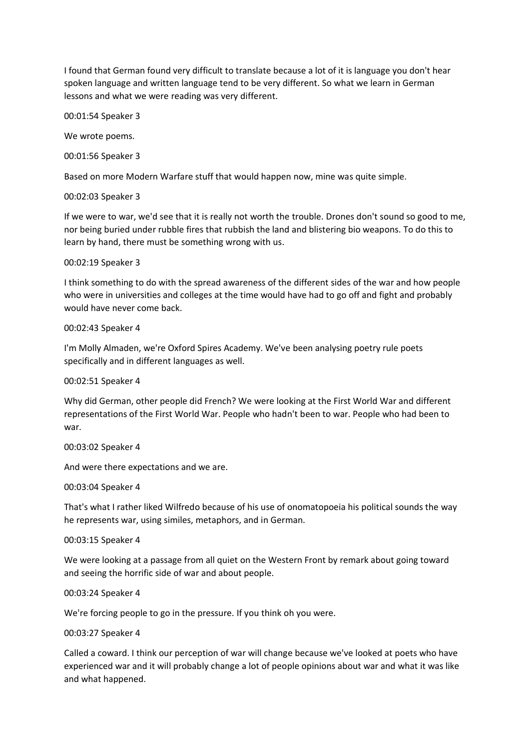I found that German found very difficult to translate because a lot of it is language you don't hear spoken language and written language tend to be very different. So what we learn in German lessons and what we were reading was very different.

00:01:54 Speaker 3

We wrote poems.

00:01:56 Speaker 3

Based on more Modern Warfare stuff that would happen now, mine was quite simple.

00:02:03 Speaker 3

If we were to war, we'd see that it is really not worth the trouble. Drones don't sound so good to me, nor being buried under rubble fires that rubbish the land and blistering bio weapons. To do this to learn by hand, there must be something wrong with us.

00:02:19 Speaker 3

I think something to do with the spread awareness of the different sides of the war and how people who were in universities and colleges at the time would have had to go off and fight and probably would have never come back.

00:02:43 Speaker 4

I'm Molly Almaden, we're Oxford Spires Academy. We've been analysing poetry rule poets specifically and in different languages as well.

00:02:51 Speaker 4

Why did German, other people did French? We were looking at the First World War and different representations of the First World War. People who hadn't been to war. People who had been to war.

00:03:02 Speaker 4

And were there expectations and we are.

00:03:04 Speaker 4

That's what I rather liked Wilfredo because of his use of onomatopoeia his political sounds the way he represents war, using similes, metaphors, and in German.

00:03:15 Speaker 4

We were looking at a passage from all quiet on the Western Front by remark about going toward and seeing the horrific side of war and about people.

00:03:24 Speaker 4

We're forcing people to go in the pressure. If you think oh you were.

00:03:27 Speaker 4

Called a coward. I think our perception of war will change because we've looked at poets who have experienced war and it will probably change a lot of people opinions about war and what it was like and what happened.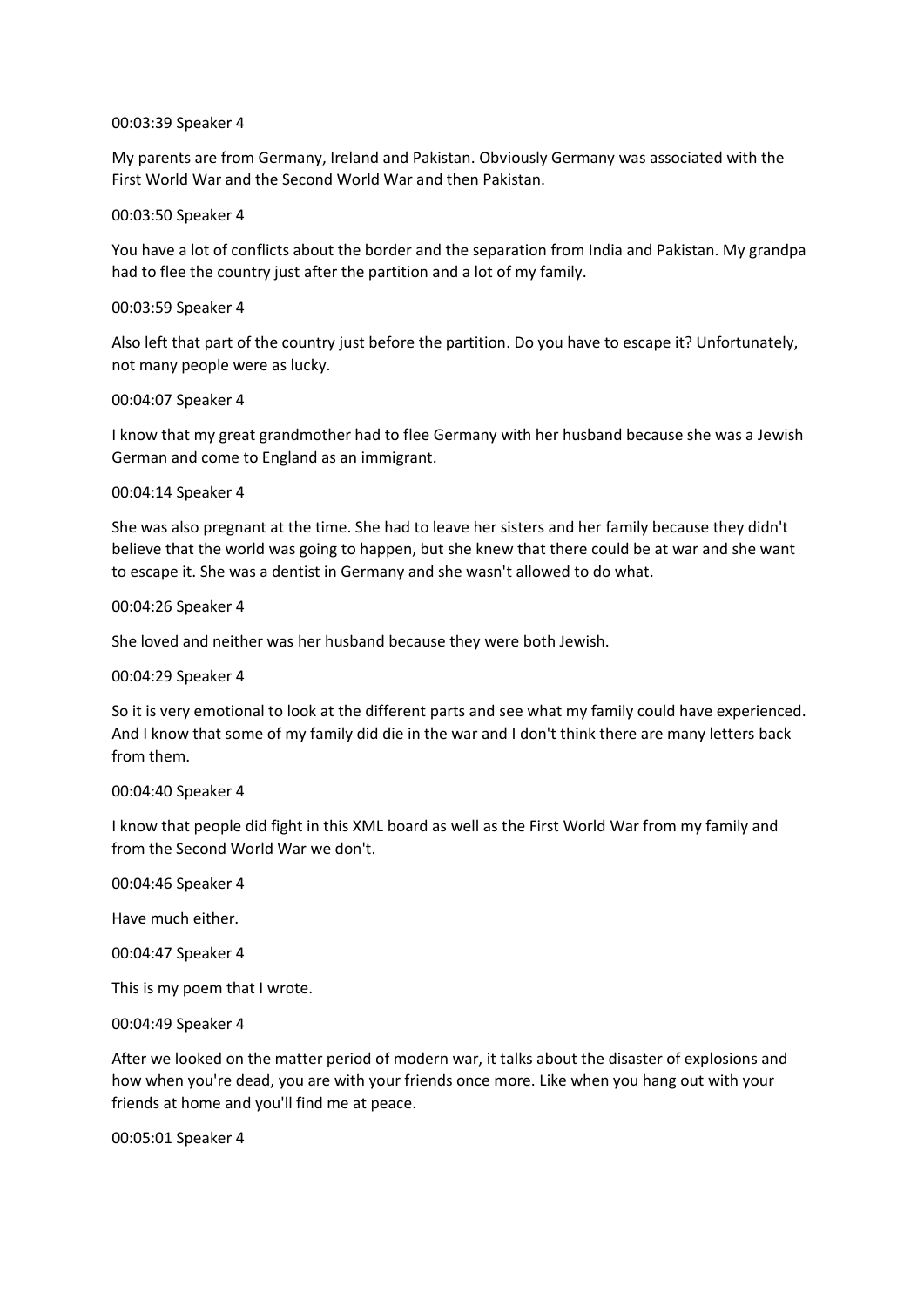00:03:39 Speaker 4

My parents are from Germany, Ireland and Pakistan. Obviously Germany was associated with the First World War and the Second World War and then Pakistan.

00:03:50 Speaker 4

You have a lot of conflicts about the border and the separation from India and Pakistan. My grandpa had to flee the country just after the partition and a lot of my family.

00:03:59 Speaker 4

Also left that part of the country just before the partition. Do you have to escape it? Unfortunately, not many people were as lucky.

00:04:07 Speaker 4

I know that my great grandmother had to flee Germany with her husband because she was a Jewish German and come to England as an immigrant.

00:04:14 Speaker 4

She was also pregnant at the time. She had to leave her sisters and her family because they didn't believe that the world was going to happen, but she knew that there could be at war and she want to escape it. She was a dentist in Germany and she wasn't allowed to do what.

00:04:26 Speaker 4

She loved and neither was her husband because they were both Jewish.

00:04:29 Speaker 4

So it is very emotional to look at the different parts and see what my family could have experienced. And I know that some of my family did die in the war and I don't think there are many letters back from them.

00:04:40 Speaker 4

I know that people did fight in this XML board as well as the First World War from my family and from the Second World War we don't.

00:04:46 Speaker 4

Have much either.

00:04:47 Speaker 4

This is my poem that I wrote.

00:04:49 Speaker 4

After we looked on the matter period of modern war, it talks about the disaster of explosions and how when you're dead, you are with your friends once more. Like when you hang out with your friends at home and you'll find me at peace.

00:05:01 Speaker 4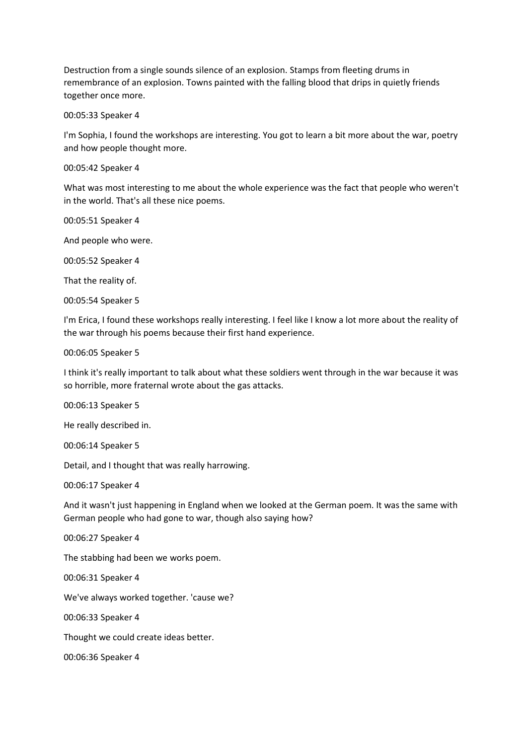Destruction from a single sounds silence of an explosion. Stamps from fleeting drums in remembrance of an explosion. Towns painted with the falling blood that drips in quietly friends together once more.

00:05:33 Speaker 4

I'm Sophia, I found the workshops are interesting. You got to learn a bit more about the war, poetry and how people thought more.

00:05:42 Speaker 4

What was most interesting to me about the whole experience was the fact that people who weren't in the world. That's all these nice poems.

00:05:51 Speaker 4

And people who were.

00:05:52 Speaker 4

That the reality of.

00:05:54 Speaker 5

I'm Erica, I found these workshops really interesting. I feel like I know a lot more about the reality of the war through his poems because their first hand experience.

00:06:05 Speaker 5

I think it's really important to talk about what these soldiers went through in the war because it was so horrible, more fraternal wrote about the gas attacks.

00:06:13 Speaker 5

He really described in.

00:06:14 Speaker 5

Detail, and I thought that was really harrowing.

00:06:17 Speaker 4

And it wasn't just happening in England when we looked at the German poem. It was the same with German people who had gone to war, though also saying how?

00:06:27 Speaker 4

The stabbing had been we works poem.

00:06:31 Speaker 4

We've always worked together. 'cause we?

00:06:33 Speaker 4

Thought we could create ideas better.

00:06:36 Speaker 4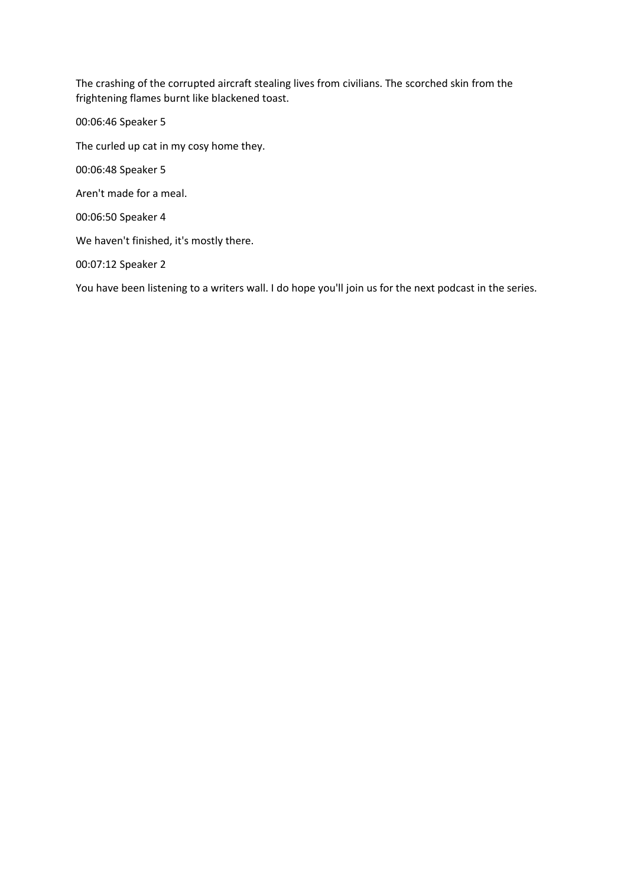The crashing of the corrupted aircraft stealing lives from civilians. The scorched skin from the frightening flames burnt like blackened toast.

00:06:46 Speaker 5

The curled up cat in my cosy home they.

00:06:48 Speaker 5

Aren't made for a meal.

00:06:50 Speaker 4

We haven't finished, it's mostly there.

00:07:12 Speaker 2

You have been listening to a writers wall. I do hope you'll join us for the next podcast in the series.